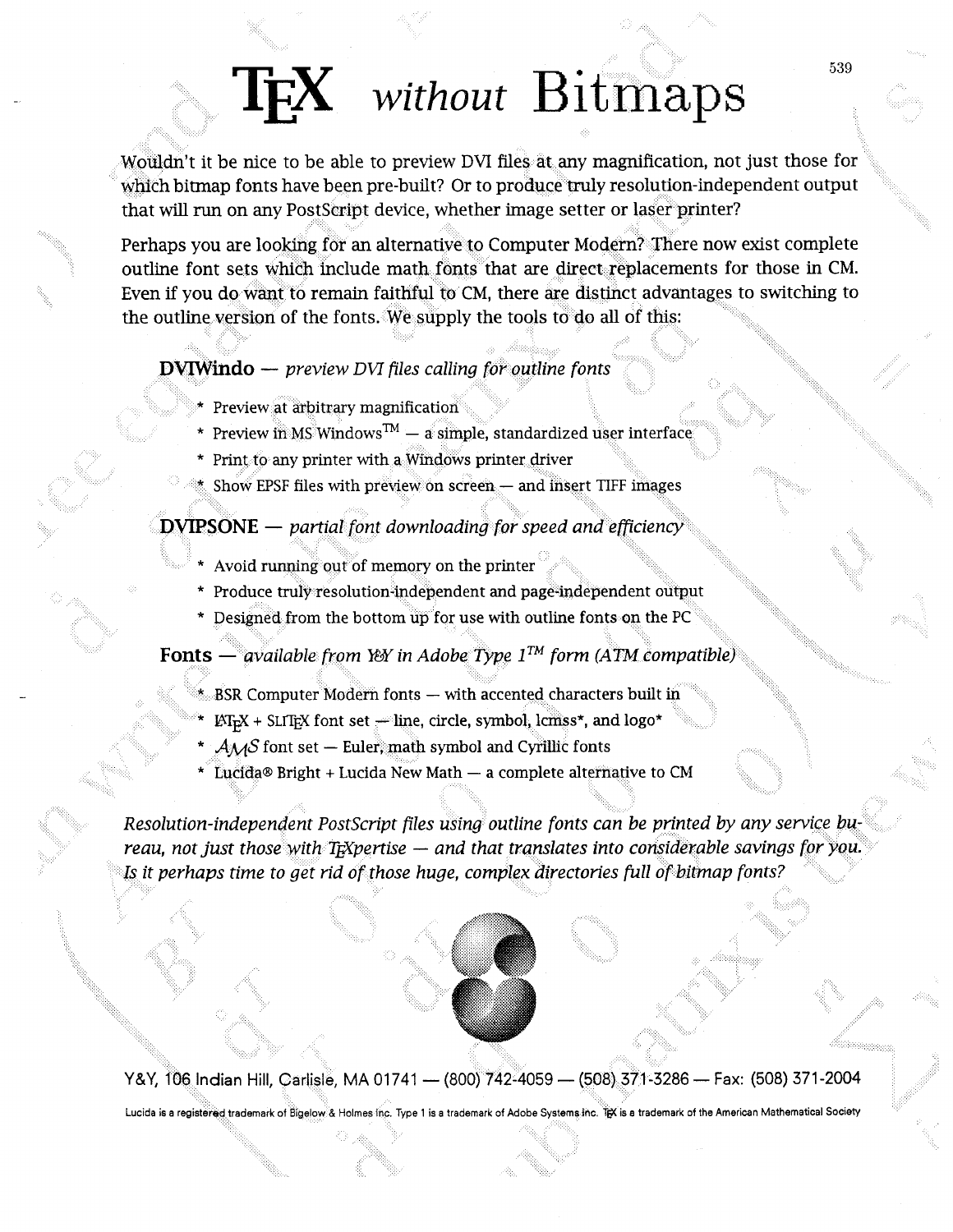# TEX *without* Bitmaps

Wouldn't it be nice to be able to preview DVI files at any magnification, not just those for which bitmap fonts have been pre-built? Or to produce truly resolution-independent output that will run on any PostScript device, whether image setter or laser printer?

Perhaps you are looking for an alternative to Computer Modern? There now exist complete outline font sets which include math fonts that are direct replacements for those in CM. Even if you do want to remain faithful to CM, there are distinct advantages to switching to the outline version of the fonts. We supply the tools to do all of this:

**DVIWindo** — *preview DVI files calling for outline fonts*

* Preview at arbitrary magnification
* Preview in MS Windows™ — a simple, standardized user interface
* Print to any printer with a Windows printer driver
* Show EPSF files with preview on screen — and insert TIFF images

**DVIPSONE** — *partial font downloading for speed and efficiency*

* Avoid running out of memory on the printer
* Produce truly resolution-independent and page-independent output
* Designed from the bottom up for use with outline fonts on the PC

**Fonts** — *available from Y&Y in Adobe Type 1™ form (ATM compatible)*

* BSR Computer Modern fonts — with accented characters built in
* LaTeX + SliTeX font set — line, circle, symbol, lcmss*, and logo*
* AMS font set — Euler, math symbol and Cyrillic fonts
* Lucida® Bright + Lucida New Math — a complete alternative to CM

*Resolution-independent PostScript files using outline fonts can be printed by any service bureau, not just those with TeXpertise — and that translates into considerable savings for you. Is it perhaps time to get rid of those huge, complex directories full of bitmap fonts?*

Y&Y, 106 Indian Hill, Carlisle, MA 01741 — (800) 742-4059 — (508) 371-3286 — Fax: (508) 371-2004

Lucida is a registered trademark of Bigelow & Holmes Inc. Type 1 is a trademark of Adobe Systems Inc. TeX is a trademark of the American Mathematical Society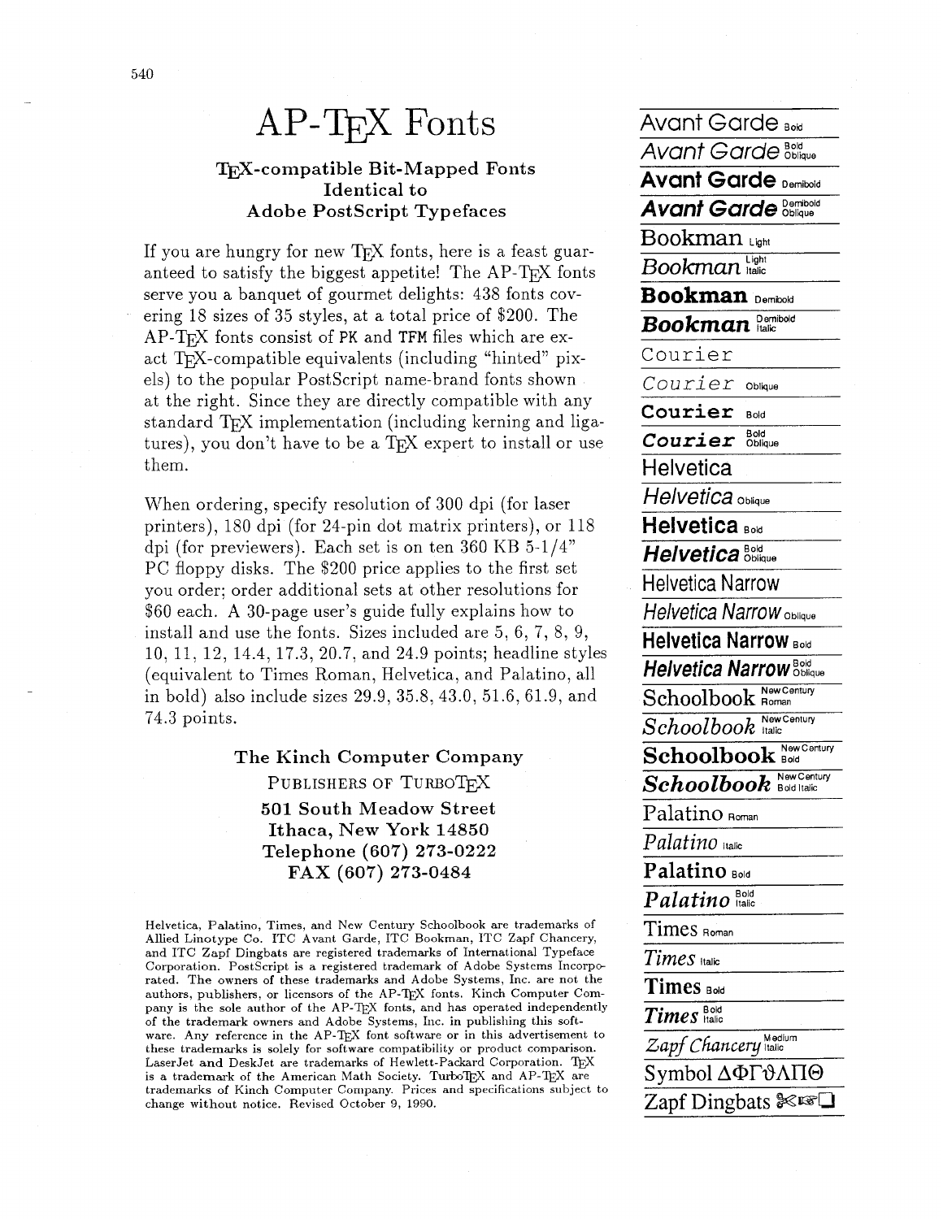# AP-TeX Fonts

### TeX-compatible Bit-Mapped Fonts Identical to Adobe PostScript Typefaces

If you are hungry for new TeX fonts, here is a feast guaranteed to satisfy the biggest appetite! The AP-TeX fonts serve you a banquet of gourmet delights: 438 fonts covering 18 sizes of 35 styles, at a total price of $200. The AP-TeX fonts consist of PK and TFM files which are exact TeX-compatible equivalents (including "hinted" pixels) to the popular PostScript name-brand fonts shown at the right. Since they are directly compatible with any standard TeX implementation (including kerning and ligatures), you don't have to be a TeX expert to install or use them.

When ordering, specify resolution of 300 dpi (for laser printers), 180 dpi (for 24-pin dot matrix printers), or 118 dpi (for previewers). Each set is on ten 360 KB 5-1/4" PC floppy disks. The $200 price applies to the first set you order; order additional sets at other resolutions for $60 each. A 30-page user's guide fully explains how to install and use the fonts. Sizes included are 5, 6, 7, 8, 9, 10, 11, 12, 14.4, 17.3, 20.7, and 24.9 points; headline styles (equivalent to Times Roman, Helvetica, and Palatino, all in bold) also include sizes 29.9, 35.8, 43.0, 51.6, 61.9, and 74.3 points.

**The Kinch Computer Company**
PUBLISHERS OF TURBOTeX
**501 South Meadow Street**
**Ithaca, New York 14850**
**Telephone (607) 273-0222**
**FAX (607) 273-0484**

Helvetica, Palatino, Times, and New Century Schoolbook are trademarks of Allied Linotype Co. ITC Avant Garde, ITC Bookman, ITC Zapf Chancery, and ITC Zapf Dingbats are registered trademarks of International Typeface Corporation. PostScript is a registered trademark of Adobe Systems Incorporated. The owners of these trademarks and Adobe Systems, Inc. are not the authors, publishers, or licensors of the AP-TeX fonts. Kinch Computer Company is the sole author of the AP-TeX fonts, and has operated independently of the trademark owners and Adobe Systems, Inc. in publishing this software. Any reference in the AP-TeX font software or in this advertisement to these trademarks is solely for software compatibility or product comparison. LaserJet and DeskJet are trademarks of Hewlett-Packard Corporation. TeX is a trademark of the American Math Society. TurboTeX and AP-TeX are trademarks of Kinch Computer Company. Prices and specifications subject to change without notice. Revised October 9, 1990.

Avant Garde Book
*Avant Garde* Book Oblique
**Avant Garde** Demibold
***Avant Garde*** Demibold Oblique
Bookman Light
*Bookman* Light Italic
**Bookman** Demibold
***Bookman*** Demibold Italic
Courier
*Courier* Oblique
**Courier** Bold
***Courier*** Bold Oblique
Helvetica
*Helvetica* Oblique
**Helvetica** Bold
***Helvetica*** Bold Oblique
Helvetica Narrow
*Helvetica Narrow* Oblique
**Helvetica Narrow** Bold
***Helvetica Narrow*** Bold Oblique
Schoolbook New Century Roman
*Schoolbook* New Century Italic
**Schoolbook** New Century Bold
***Schoolbook*** New Century Bold Italic
Palatino Roman
*Palatino* Italic
**Palatino** Bold
***Palatino*** Bold Italic
Times Roman
*Times* Italic
**Times** Bold
***Times*** Bold Italic
*Zapf Chancery* Medium Italic
Symbol ΔΦΓϑΛΠΘ
Zapf Dingbats ✂☞❑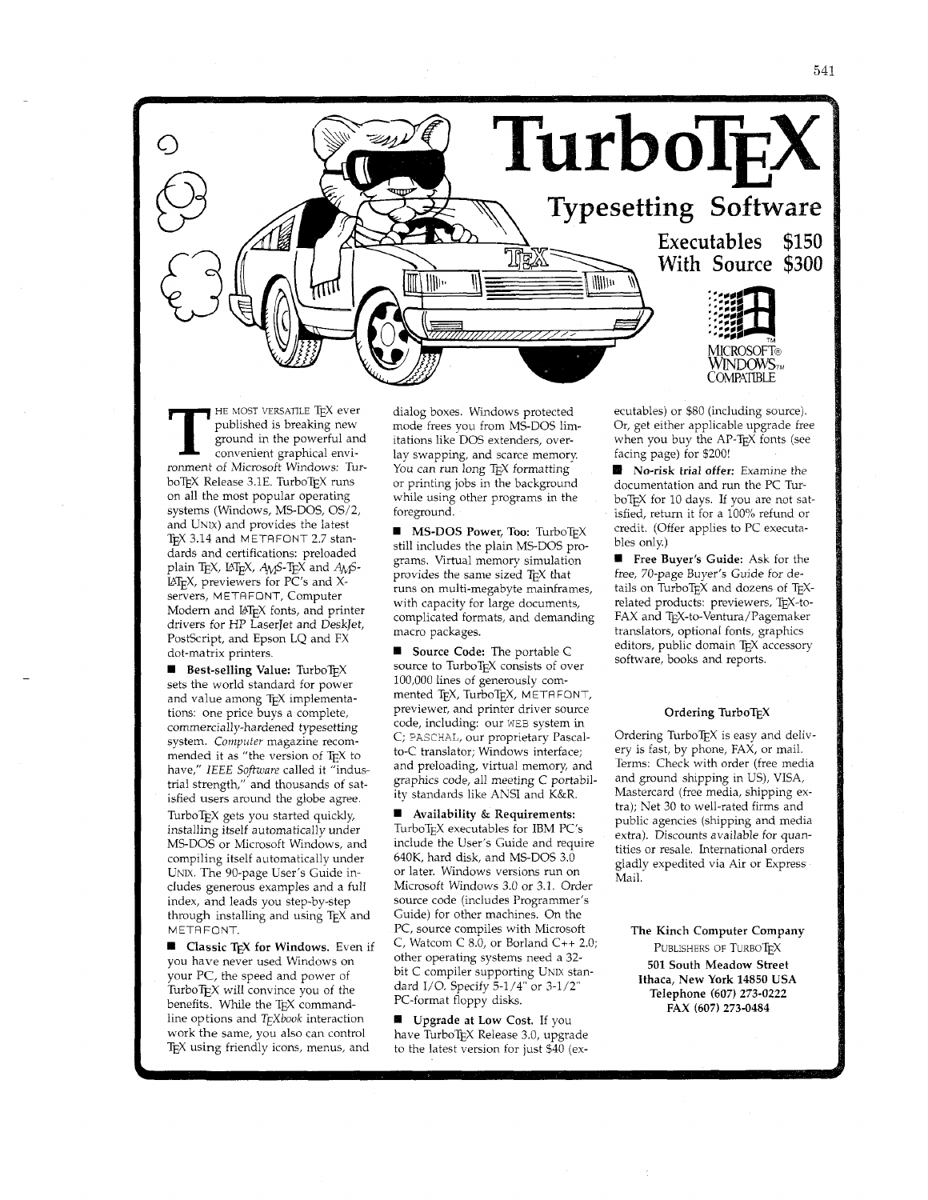# TurboTEX

## Typesetting Software

**Executables $150**
**With Source $300**

MICROSOFT® WINDOWS™ COMPATIBLE

THE MOST VERSATILE TEX ever published is breaking new ground in the powerful and convenient graphical environment of Microsoft Windows: TurboTEX Release 3.1E. TurboTEX runs on all the most popular operating systems (Windows, MS-DOS, OS/2, and UNIX) and provides the latest TEX 3.14 and METAFONT 2.7 standards and certifications: preloaded plain TEX, LATEX, AMS-TEX and AMS-LATEX, previewers for PC's and X-servers, METAFONT, Computer Modern and LATEX fonts, and printer drivers for HP LaserJet and DeskJet, PostScript, and Epson LQ and FX dot-matrix printers.

■ **Best-selling Value:** TurboTEX sets the world standard for power and value among TEX implementations: one price buys a complete, commercially-hardened typesetting system. *Computer* magazine recommended it as "the version of TEX to have," *IEEE Software* called it "industrial strength," and thousands of satisfied users around the globe agree.

TurboTEX gets you started quickly, installing itself automatically under MS-DOS or Microsoft Windows, and compiling itself automatically under UNIX. The 90-page User's Guide includes generous examples and a full index, and leads you step-by-step through installing and using TEX and METAFONT.

■ **Classic TEX for Windows.** Even if you have never used Windows on your PC, the speed and power of TurboTEX will convince you of the benefits. While the TEX command-line options and *TEXbook* interaction work the same, you also can control TEX using friendly icons, menus, and dialog boxes. Windows protected mode frees you from MS-DOS limitations like DOS extenders, overlay swapping, and scarce memory. You can run long TEX formatting or printing jobs in the background while using other programs in the foreground.

■ **MS-DOS Power, Too:** TurboTEX still includes the plain MS-DOS programs. Virtual memory simulation provides the same sized TEX that runs on multi-megabyte mainframes, with capacity for large documents, complicated formats, and demanding macro packages.

■ **Source Code:** The portable C source to TurboTEX consists of over 100,000 lines of generously commented TEX, TurboTEX, METAFONT, previewer, and printer driver source code, including: our WEB system in C; PASCHAL, our proprietary Pascal-to-C translator; Windows interface; and preloading, virtual memory, and graphics code, all meeting C portability standards like ANSI and K&R.

■ **Availability & Requirements:** TurboTEX executables for IBM PC's include the User's Guide and require 640K, hard disk, and MS-DOS 3.0 or later. Windows versions run on Microsoft Windows 3.0 or 3.1. Order source code (includes Programmer's Guide) for other machines. On the PC, source compiles with Microsoft C, Watcom C 8.0, or Borland C++ 2.0; other operating systems need a 32-bit C compiler supporting UNIX standard I/O. Specify 5-1/4" or 3-1/2" PC-format floppy disks.

■ **Upgrade at Low Cost.** If you have TurboTEX Release 3.0, upgrade to the latest version for just $40 (executables) or $80 (including source). Or, get either applicable upgrade free when you buy the AP-TEX fonts (see facing page) for $200!

■ **No-risk trial offer:** Examine the documentation and run the PC TurboTEX for 10 days. If you are not satisfied, return it for a 100% refund or credit. (Offer applies to PC executables only.)

■ **Free Buyer's Guide:** Ask for the free, 70-page Buyer's Guide for details on TurboTEX and dozens of TEX-related products: previewers, TEX-to-FAX and TEX-to-Ventura/Pagemaker translators, optional fonts, graphics editors, public domain TEX accessory software, books and reports.

### Ordering TurboTEX

Ordering TurboTEX is easy and delivery is fast, by phone, FAX, or mail. Terms: Check with order (free media and ground shipping in US), VISA, Mastercard (free media, shipping extra); Net 30 to well-rated firms and public agencies (shipping and media extra). Discounts available for quantities or resale. International orders gladly expedited via Air or Express Mail.

**The Kinch Computer Company**
PUBLISHERS OF TURBOTEX
**501 South Meadow Street**
**Ithaca, New York 14850 USA**
**Telephone (607) 273-0222**
**FAX (607) 273-0484**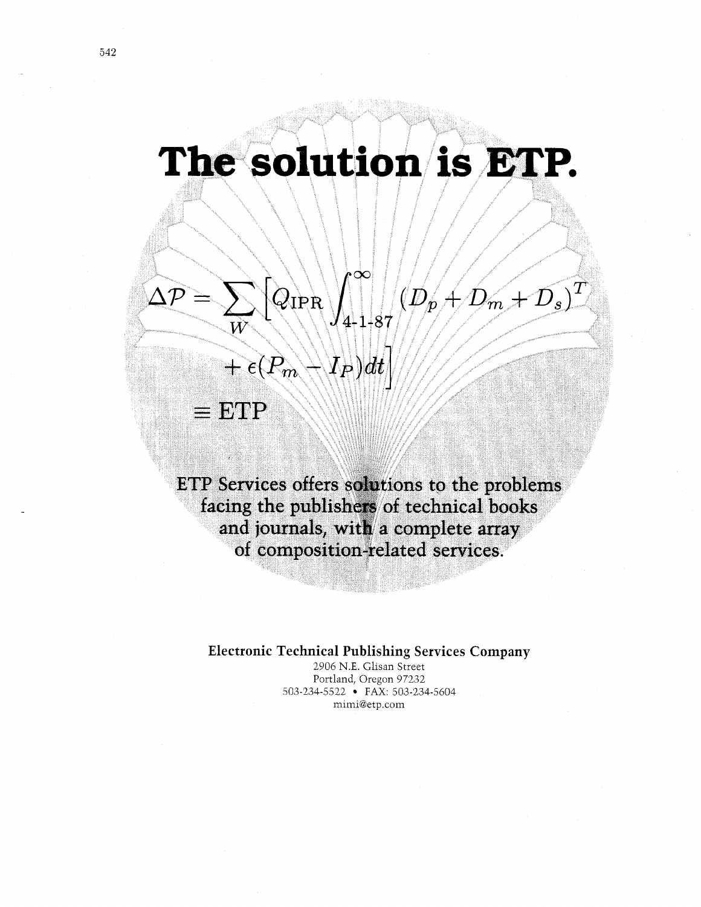# The solution is ETP.

$$\Delta\mathcal{P} = \sum_W \left[ Q_{\text{IPR}} \int_{4\text{-}1\text{-}87}^{\infty} (D_p + D_m + D_s)^T + \epsilon(P_m - I_P)dt \right]$$

$$\equiv \text{ETP}$$

ETP Services offers solutions to the problems facing the publishers of technical books and journals, with a complete array of composition-related services.

**Electronic Technical Publishing Services Company**
2906 N.E. Glisan Street
Portland, Oregon 97232
503-234-5522 • FAX: 503-234-5604
mimi@etp.com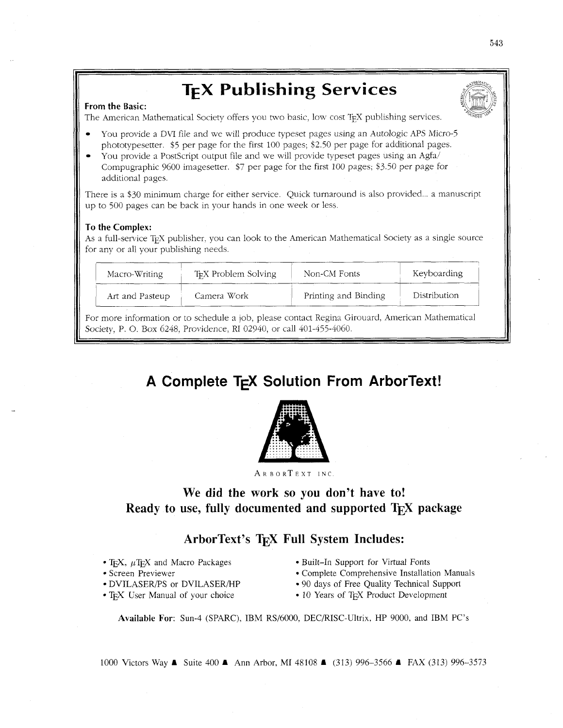# TEX Publishing Services

**From the Basic:**

The American Mathematical Society offers you two basic, low cost TEX publishing services.

- You provide a DVI file and we will produce typeset pages using an Autologic APS Micro-5 phototypesetter. $5 per page for the first 100 pages; $2.50 per page for additional pages.
- You provide a PostScript output file and we will provide typeset pages using an Agfa/Compugraphic 9600 imagesetter. $7 per page for the first 100 pages; $3.50 per page for additional pages.

There is a $30 minimum charge for either service. Quick turnaround is also provided... a manuscript up to 500 pages can be back in your hands in one week or less.

**To the Complex:**

As a full-service TEX publisher, you can look to the American Mathematical Society as a single source for any or all your publishing needs.

| Macro-Writing | TEX Problem Solving | Non-CM Fonts | Keyboarding |
|---|---|---|---|
| Art and Pasteup | Camera Work | Printing and Binding | Distribution |

For more information or to schedule a job, please contact Regina Girouard, American Mathematical Society, P. O. Box 6248, Providence, RI 02940, or call 401-455-4060.

# A Complete TEX Solution From ArborText!

ArborText Inc.

## We did the work so you don't have to!
## Ready to use, fully documented and supported TEX package

### ArborText's TEX Full System Includes:

- TEX, $\mu$TEX and Macro Packages
- Screen Previewer
- DVILASER/PS or DVILASER/HP
- TEX User Manual of your choice
- Built-In Support for Virtual Fonts
- Complete Comprehensive Installation Manuals
- 90 days of Free Quality Technical Support
- 10 Years of TEX Product Development

**Available For:** Sun-4 (SPARC), IBM RS/6000, DEC/RISC-Ultrix, HP 9000, and IBM PC's

1000 Victors Way ▲ Suite 400 ▲ Ann Arbor, MI 48108 ▲ (313) 996-3566 ▲ FAX (313) 996-3573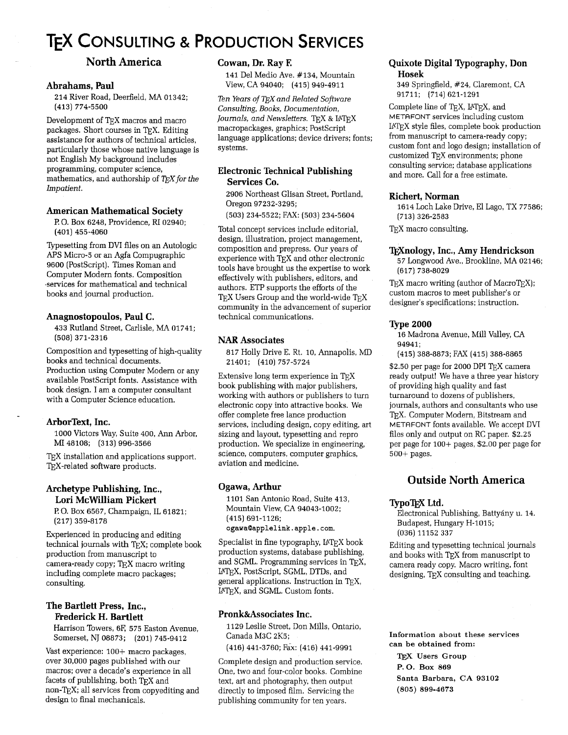# TEX CONSULTING & PRODUCTION SERVICES

## North America

### Abrahams, Paul

214 River Road, Deerfield, MA 01342; (413) 774-5500

Development of TEX macros and macro packages. Short courses in TEX. Editing assistance for authors of technical articles, particularly those whose native language is not English My background includes programming, computer science, mathematics, and authorship of *TEX for the Impatient*.

### American Mathematical Society

P. O. Box 6248, Providence, RI 02940; (401) 455-4060

Typesetting from DVI files on an Autologic APS Micro-5 or an Agfa Compugraphic 9600 (PostScript). Times Roman and Computer Modern fonts. Composition services for mathematical and technical books and journal production.

### Anagnostopoulos, Paul C.

433 Rutland Street, Carlisle, MA 01741; (508) 371-2316

Composition and typesetting of high-quality books and technical documents. Production using Computer Modern or any available PostScript fonts. Assistance with book design. I am a computer consultant with a Computer Science education.

### ArborText, Inc.

1000 Victors Way, Suite 400, Ann Arbor, MI 48108; (313) 996-3566

TEX installation and applications support. TEX-related software products.

### Archetype Publishing, Inc., Lori McWilliam Pickert

P. O. Box 6567, Champaign, IL 61821; (217) 359-8178

Experienced in producing and editing technical journals with TEX; complete book production from manuscript to camera-ready copy; TEX macro writing including complete macro packages; consulting.

### The Bartlett Press, Inc., Frederick H. Bartlett

Harrison Towers, 6F, 575 Easton Avenue, Somerset, NJ 08873; (201) 745-9412

Vast experience: 100+ macro packages, over 30,000 pages published with our macros; over a decade's experience in all facets of publishing, both TEX and non-TEX; all services from copyediting and design to final mechanicals.

### Cowan, Dr. Ray F.

141 Del Medio Ave. #134, Mountain View, CA 94040; (415) 949-4911

*Ten Years of TEX and Related Software Consulting, Books, Documentation, Journals, and Newsletters.* TEX & LATEX macropackages, graphics; PostScript language applications; device drivers; fonts; systems.

### Electronic Technical Publishing Services Co.

2906 Northeast Glisan Street, Portland, Oregon 97232-3295; (503) 234-5522; FAX: (503) 234-5604

Total concept services include editorial, design, illustration, project management, composition and prepress. Our years of experience with TEX and other electronic tools have brought us the expertise to work effectively with publishers, editors, and authors. ETP supports the efforts of the TEX Users Group and the world-wide TEX community in the advancement of superior technical communications.

### NAR Associates

817 Holly Drive E. Rt. 10, Annapolis, MD 21401; (410) 757-5724

Extensive long term experience in TEX book publishing with major publishers, working with authors or publishers to turn electronic copy into attractive books. We offer complete free lance production services, including design, copy editing, art sizing and layout, typesetting and repro production. We specialize in engineering, science, computers, computer graphics, aviation and medicine.

### Ogawa, Arthur

1101 San Antonio Road, Suite 413, Mountain View, CA 94043-1002; (415) 691-1126; ogawa@applelink.apple.com.

Specialist in fine typography, LATEX book production systems, database publishing, and SGML. Programming services in TEX, LATEX, PostScript, SGML, DTDs, and general applications. Instruction in TEX, LATEX, and SGML. Custom fonts.

### Pronk&Associates Inc.

1129 Leslie Street, Don Mills, Ontario, Canada M3C 2K5; (416) 441-3760; Fax: (416) 441-9991

Complete design and production service. One, two and four-color books. Combine text, art and photography, then output directly to imposed film. Servicing the publishing community for ten years.

### Quixote Digital Typography, Don Hosek

349 Springfield, #24, Claremont, CA 91711; (714) 621-1291

Complete line of TEX, LATEX, and METAFONT services including custom LATEX style files, complete book production from manuscript to camera-ready copy; custom font and logo design; installation of customized TEX environments; phone consulting service; database applications and more. Call for a free estimate.

### Richert, Norman

1614 Loch Lake Drive, El Lago, TX 77586; (713) 326-2583

TEX macro consulting.

### TEXnology, Inc., Amy Hendrickson

57 Longwood Ave., Brookline, MA 02146; (617) 738-8029

TEX macro writing (author of MacroTEX); custom macros to meet publisher's or designer's specifications; instruction.

### Type 2000

16 Madrona Avenue, Mill Valley, CA 94941; (415) 388-8873; FAX (415) 388-8865

$2.50 per page for 2000 DPI TEX camera ready output! We have a three year history of providing high quality and fast turnaround to dozens of publishers, journals, authors and consultants who use TEX. Computer Modern, Bitstream and METAFONT fonts available. We accept DVI files only and output on RC paper. $2.25 per page for 100+ pages, $2.00 per page for 500+ pages.

## Outside North America

### TypoTEX Ltd.

Electronical Publishing, Battyány u. 14. Budapest, Hungary H-1015; (036) 11152 337

Editing and typesetting technical journals and books with TEX from manuscript to camera ready copy. Macro writing, font designing, TEX consulting and teaching.

**Information about these services can be obtained from:**

**TEX Users Group**
**P. O. Box 869**
**Santa Barbara, CA 93102**
**(805) 899-4673**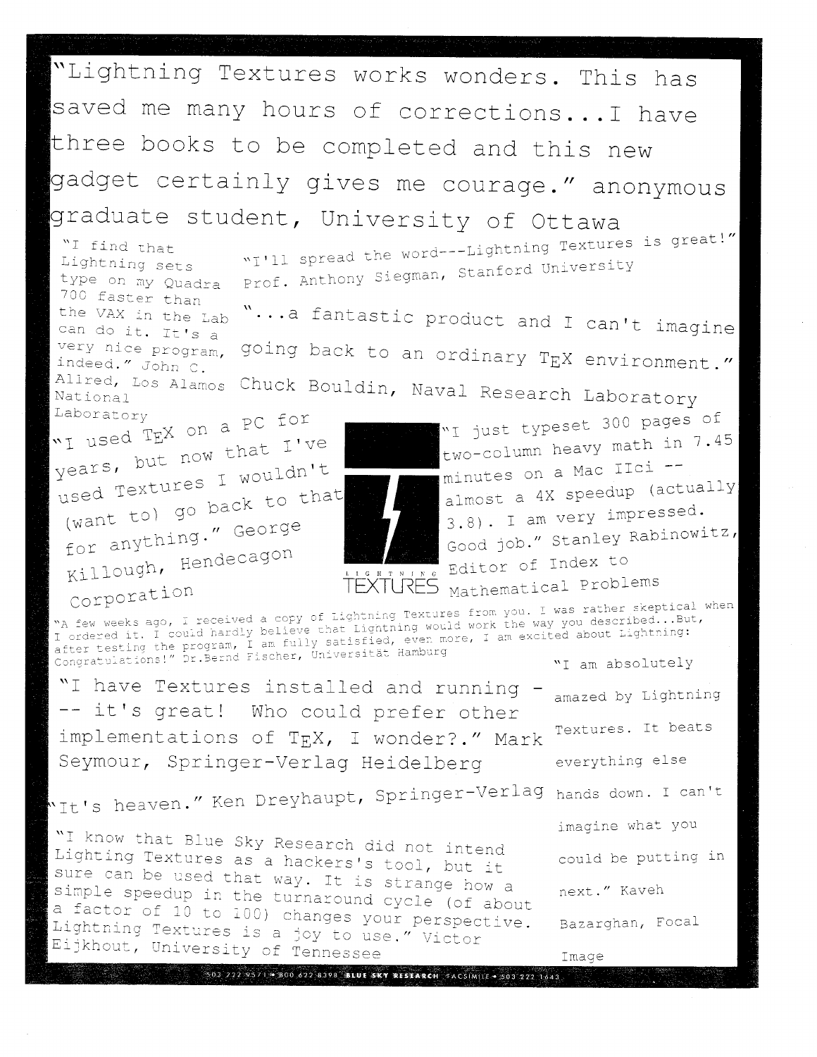"Lightning Textures works wonders. This has saved me many hours of corrections...I have three books to be completed and this new gadget certainly gives me courage." anonymous graduate student, University of Ottawa

"I find that Lightning sets type on my Quadra 700 faster than the VAX in the Lab can do it. It's a very nice program, indeed." John C. Allred, Los Alamos National Laboratory

"I'll spread the word---Lightning Textures is great!" Prof. Anthony Siegman, Stanford University

"...a fantastic product and I can't imagine going back to an ordinary $\TeX$ environment." Chuck Bouldin, Naval Research Laboratory

"I used $\TeX$ on a PC for years, but now that I've used Textures I wouldn't (want to) go back to that for anything." George Killough, Hendecagon Corporation

LIGHTNING TEXTURES

"I just typeset 300 pages of two-column heavy math in 7.45 minutes on a Mac IIci -- almost a 4X speedup (actually 3.8). I am very impressed. Good job." Stanley Rabinowitz, Editor of Index to Mathematical Problems

"A few weeks ago, I received a copy of Lightning Textures from you. I was rather skeptical when I ordered it. I could hardly believe that Lightning would work the way you described...But, after testing the program, I am fully satisfied, even more, I am excited about Lightning: Congratulations!" Dr.Bernd Fischer, Universität Hamburg

"I have Textures installed and running -- it's great! Who could prefer other implementations of $\TeX$, I wonder?." Mark Seymour, Springer-Verlag Heidelberg

"It's heaven." Ken Dreyhaupt, Springer-Verlag

"I know that Blue Sky Research did not intend Lighting Textures as a hackers's tool, but it sure can be used that way. It is strange how a simple speedup in the turnaround cycle (of about a factor of 10 to 100) changes your perspective. Lightning Textures is a joy to use." Victor Eijkhout, University of Tennessee

"I am absolutely amazed by Lightning Textures. It beats everything else hands down. I can't imagine what you could be putting in next." Kaveh Bazarghan, Focal Image

503 222 9571 • 800 622 8398 **BLUE SKY RESEARCH** FACSIMILE • 503 222 1643